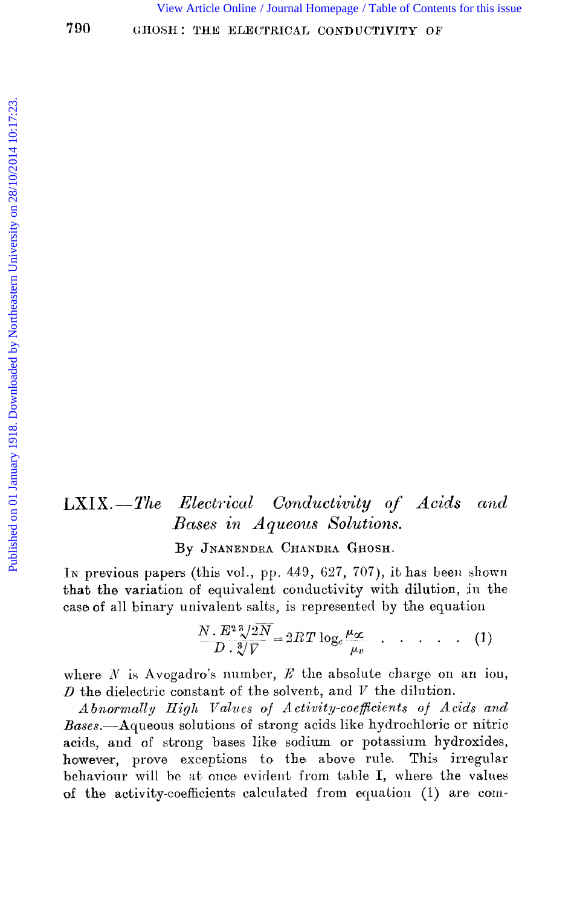# LXIX.—*The Electrical Conductivity of Acids and Bases in Aqueous Solutions.*

By JNANENDRA CHANDRA GHOSH.

IN previous papers (this vol., pp. 449, 627, 707), it has been shown that the variation of equivalent conductivity with dilution, in the case of all binary univalent salts, is represented by the equation

$$\frac{N \cdot E^2 \sqrt[3]{2N}}{D \cdot \sqrt[3]{V}} = 2RT \log_e \frac{\mu_\infty}{\mu_v} \quad . \quad . \quad . \quad . \quad . \quad (1)$$

where $N$ is Avogadro's number, $E$ the absolute charge on an ion, $D$ the dielectric constant of the solvent, and $V$ the dilution.

*Abnormally High Values of Activity-coefficients of Acids and Bases.*—Aqueous solutions of strong acids like hydrochloric or nitric acids, and of strong bases like sodium or potassium hydroxides, however, prove exceptions to the above rule. This irregular behaviour will be at once evident from table I, where the values of the activity-coefficients calculated from equation (1) are com-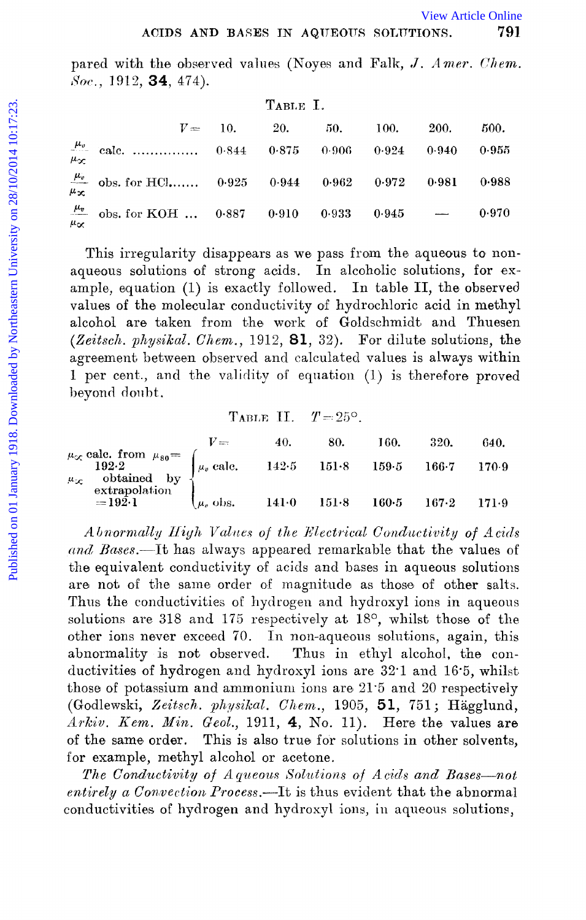pared with the observed values (Noyes and Falk, *J. Amer. Chem. Soc.*, 1912, **34**, 474).

TABLE I.

| | $V=$ 10. | 20. | 50. | 100. | 200. | 500. |
|---|---|---|---|---|---|---|
| $\frac{\mu_v}{\mu_\infty}$ calc. ............... | 0·844 | 0·875 | 0·906 | 0·924 | 0·940 | 0·955 |
| $\frac{\mu_v}{\mu_\infty}$ obs. for HCl....... | 0·925 | 0·944 | 0·962 | 0·972 | 0·981 | 0·988 |
| $\frac{\mu_v}{\mu_\infty}$ obs. for KOH ... | 0·887 | 0·910 | 0·933 | 0·945 | — | 0·970 |

This irregularity disappears as we pass from the aqueous to non-aqueous solutions of strong acids. In alcoholic solutions, for example, equation (1) is exactly followed. In table II, the observed values of the molecular conductivity of hydrochloric acid in methyl alcohol are taken from the work of Goldschmidt and Thuesen (*Zeitsch. physikal. Chem.*, 1912, **81**, 32). For dilute solutions, the agreement between observed and calculated values is always within 1 per cent., and the validity of equation (1) is therefore proved beyond doubt.

TABLE II. $T=25°$.

| | | $V=$ 40. | 80. | 160. | 320. | 640. |
|---|---|---|---|---|---|---|
| $\mu_\infty$ calc. from $\mu_{80}=$ 192·2 | $\mu_v$ calc. | 142·5 | 151·8 | 159·5 | 166·7 | 170·9 |
| $\mu_\infty$ obtained by extrapolation $=192·1$ | $\mu_v$ obs. | 141·0 | 151·8 | 160·5 | 167·2 | 171·9 |

*Abnormally High Values of the Electrical Conductivity of Acids and Bases.*—It has always appeared remarkable that the values of the equivalent conductivity of acids and bases in aqueous solutions are not of the same order of magnitude as those of other salts. Thus the conductivities of hydrogen and hydroxyl ions in aqueous solutions are 318 and 175 respectively at 18°, whilst those of the other ions never exceed 70. In non-aqueous solutions, again, this abnormality is not observed. Thus in ethyl alcohol, the conductivities of hydrogen and hydroxyl ions are 32·1 and 16·5, whilst those of potassium and ammonium ions are 21·5 and 20 respectively (Godlewski, *Zeitsch. physikal. Chem.*, 1905, **51**, 751; Hägglund, *Arkiv. Kem. Min. Geol.*, 1911, **4**, No. 11). Here the values are of the same order. This is also true for solutions in other solvents, for example, methyl alcohol or acetone.

*The Conductivity of Aqueous Solutions of Acids and Bases—not entirely a Convection Process.*—It is thus evident that the abnormal conductivities of hydrogen and hydroxyl ions, in aqueous solutions,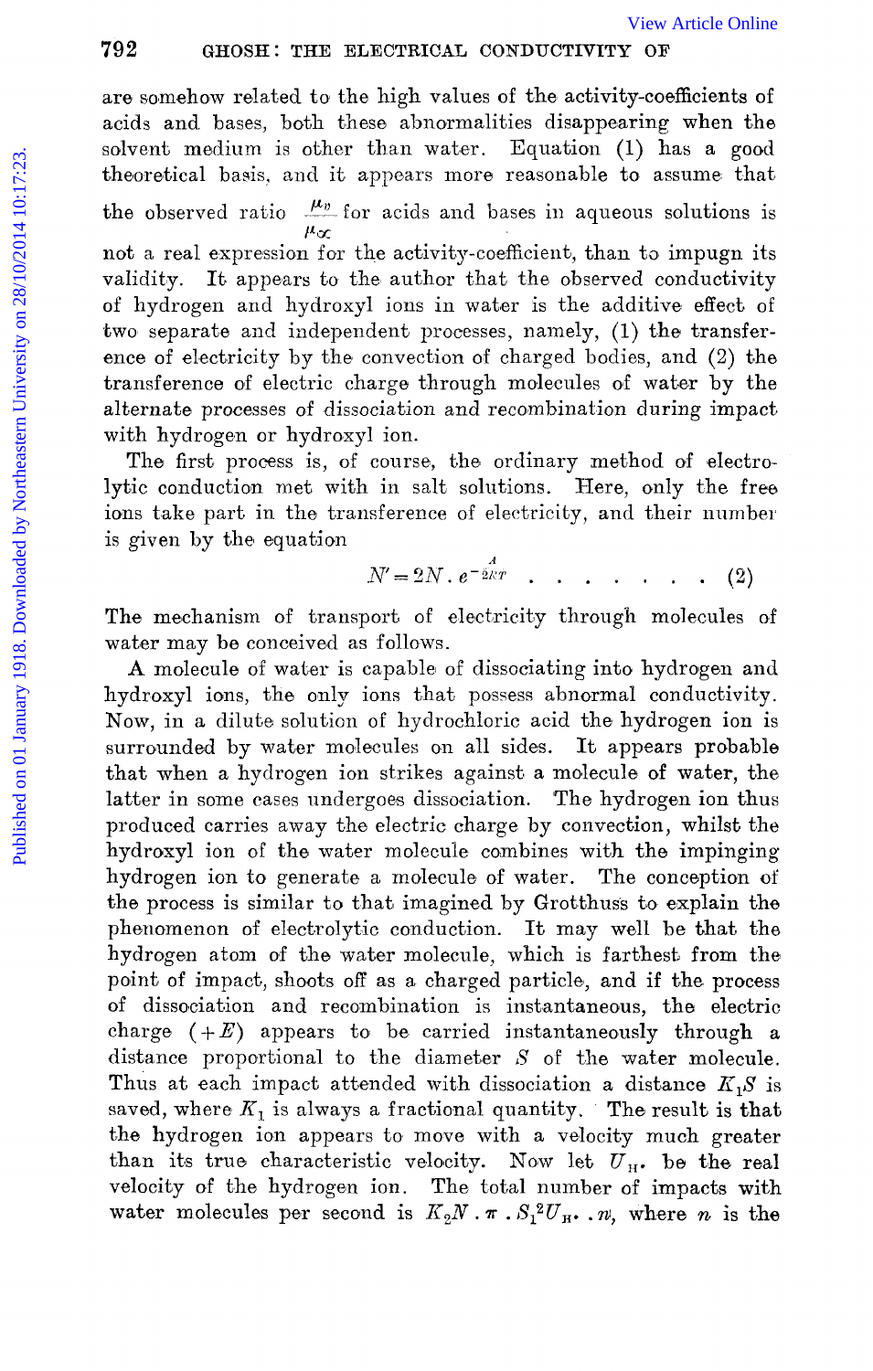are somehow related to the high values of the activity-coefficients of acids and bases, both these abnormalities disappearing when the solvent medium is other than water. Equation (1) has a good theoretical basis, and it appears more reasonable to assume that the observed ratio $\frac{\mu_v}{\mu_\infty}$ for acids and bases in aqueous solutions is not a real expression for the activity-coefficient, than to impugn its validity. It appears to the author that the observed conductivity of hydrogen and hydroxyl ions in water is the additive effect of two separate and independent processes, namely, (1) the transference of electricity by the convection of charged bodies, and (2) the transference of electric charge through molecules of water by the alternate processes of dissociation and recombination during impact with hydrogen or hydroxyl ion.

The first process is, of course, the ordinary method of electrolytic conduction met with in salt solutions. Here, only the free ions take part in the transference of electricity, and their number is given by the equation

$$N' = 2N \cdot e^{-\frac{A}{2RT}} \quad . \quad . \quad . \quad . \quad . \quad . \quad . \quad (2)$$

The mechanism of transport of electricity through molecules of water may be conceived as follows.

A molecule of water is capable of dissociating into hydrogen and hydroxyl ions, the only ions that possess abnormal conductivity. Now, in a dilute solution of hydrochloric acid the hydrogen ion is surrounded by water molecules on all sides. It appears probable that when a hydrogen ion strikes against a molecule of water, the latter in some cases undergoes dissociation. The hydrogen ion thus produced carries away the electric charge by convection, whilst the hydroxyl ion of the water molecule combines with the impinging hydrogen ion to generate a molecule of water. The conception of the process is similar to that imagined by Grotthuss to explain the phenomenon of electrolytic conduction. It may well be that the hydrogen atom of the water molecule, which is farthest from the point of impact, shoots off as a charged particle, and if the process of dissociation and recombination is instantaneous, the electric charge $(+E)$ appears to be carried instantaneously through a distance proportional to the diameter $S$ of the water molecule. Thus at each impact attended with dissociation a distance $K_1S$ is saved, where $K_1$ is always a fractional quantity. The result is that the hydrogen ion appears to move with a velocity much greater than its true characteristic velocity. Now let $U_{H^\bullet}$ be the real velocity of the hydrogen ion. The total number of impacts with water molecules per second is $K_2N \cdot \pi \cdot S_1^2 U_{H^\bullet} \cdot n$, where $n$ is the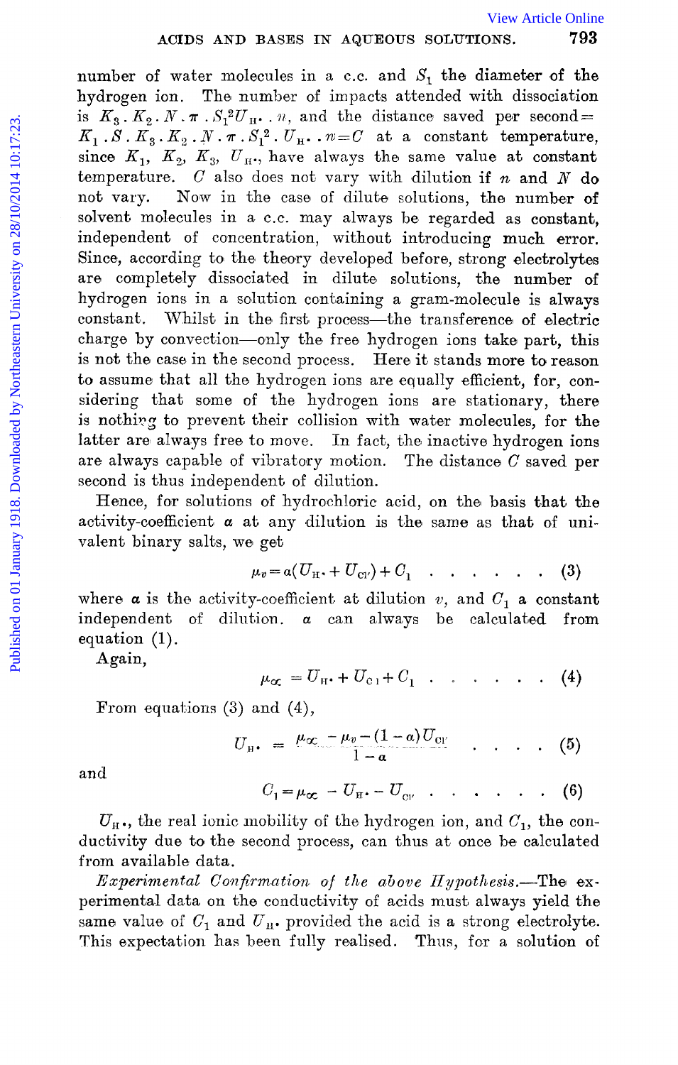number of water molecules in a c.c. and $S_1$ the diameter of the hydrogen ion. The number of impacts attended with dissociation is $K_3 . K_2 . N . \pi . S_1^2 U_{H^\cdot} . n$, and the distance saved per second $= K_1 . S . K_3 . K_2 . N . \pi . S_1^2 . U_{H^\cdot} . n = C$ at a constant temperature, since $K_1$, $K_2$, $K_3$, $U_{H^\cdot}$, have always the same value at constant temperature. $C$ also does not vary with dilution if $n$ and $N$ do not vary. Now in the case of dilute solutions, the number of solvent molecules in a c.c. may always be regarded as constant, independent of concentration, without introducing much error. Since, according to the theory developed before, strong electrolytes are completely dissociated in dilute solutions, the number of hydrogen ions in a solution containing a gram-molecule is always constant. Whilst in the first process—the transference of electric charge by convection—only the free hydrogen ions take part, this is not the case in the second process. Here it stands more to reason to assume that all the hydrogen ions are equally efficient, for, considering that some of the hydrogen ions are stationary, there is nothing to prevent their collision with water molecules, for the latter are always free to move. In fact, the inactive hydrogen ions are always capable of vibratory motion. The distance $C$ saved per second is thus independent of dilution.

Hence, for solutions of hydrochloric acid, on the basis that the activity-coefficient $\alpha$ at any dilution is the same as that of univalent binary salts, we get

$$\mu_v = \alpha(U_{H^\cdot} + U_{Cl'}) + C_1 \quad . \quad . \quad . \quad . \quad . \quad . \quad . \quad (3)$$

where $\alpha$ is the activity-coefficient at dilution $v$, and $C_1$ a constant independent of dilution. $\alpha$ can always be calculated from equation (1).

Again,

$$\mu_\infty = U_{H^\cdot} + U_{Cl} + C_1 \quad . \quad . \quad . \quad . \quad . \quad . \quad . \quad (4)$$

From equations (3) and (4),

$$U_{H^\cdot} = \frac{\mu_\infty - \mu_v - (1-\alpha)U_{Cl'}}{1-\alpha} \quad . \quad . \quad . \quad . \quad (5)$$

and

$$C_1 = \mu_\infty - U_{H^\cdot} - U_{Cl'} \quad . \quad . \quad . \quad . \quad . \quad . \quad . \quad (6)$$

$U_{H^\cdot}$, the real ionic mobility of the hydrogen ion, and $C_1$, the conductivity due to the second process, can thus at once be calculated from available data.

*Experimental Confirmation of the above Hypothesis.*—The experimental data on the conductivity of acids must always yield the same value of $C_1$ and $U_{H^\cdot}$ provided the acid is a strong electrolyte. This expectation has been fully realised. Thus, for a solution of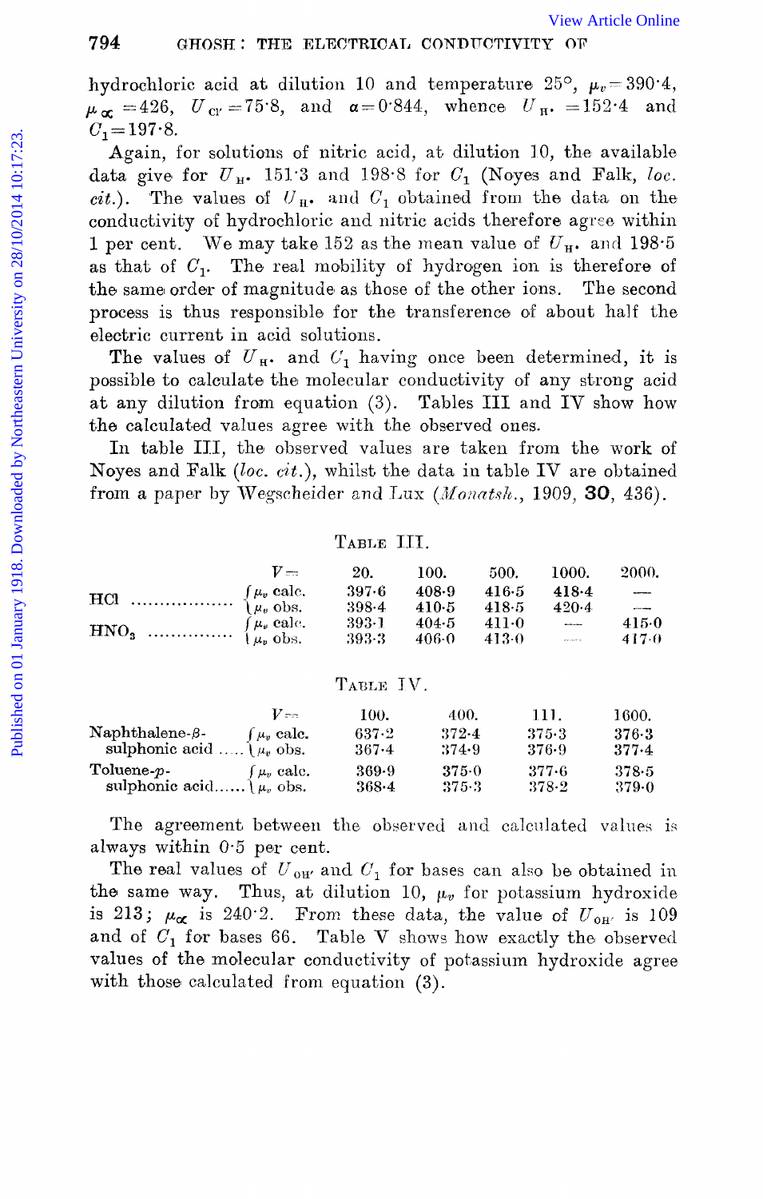hydrochloric acid at dilution 10 and temperature 25°, $\mu_v = 390 \cdot 4$, $\mu_\infty = 426$, $U_{Cl'} = 75 \cdot 8$, and $\alpha = 0 \cdot 844$, whence $U_{H^\cdot} = 152 \cdot 4$ and $C_1 = 197 \cdot 8$.

Again, for solutions of nitric acid, at dilution 10, the available data give for $U_{H^\cdot}$ 151·3 and 198·8 for $C_1$ (Noyes and Falk, *loc. cit.*). The values of $U_{H^\cdot}$ and $C_1$ obtained from the data on the conductivity of hydrochloric and nitric acids therefore agree within 1 per cent. We may take 152 as the mean value of $U_{H^\cdot}$ and 198·5 as that of $C_1$. The real mobility of hydrogen ion is therefore of the same order of magnitude as those of the other ions. The second process is thus responsible for the transference of about half the electric current in acid solutions.

The values of $U_{H^\cdot}$ and $C_1$ having once been determined, it is possible to calculate the molecular conductivity of any strong acid at any dilution from equation (3). Tables III and IV show how the calculated values agree with the observed ones.

In table III, the observed values are taken from the work of Noyes and Falk (*loc. cit.*), whilst the data in table IV are obtained from a paper by Wegscheider and Lux (*Monatsh.*, 1909, **30**, 436).

TABLE III.

| | $V =$ | 20. | 100. | 500. | 1000. | 2000. |
|---|---|---|---|---|---|---|
| HCl | $\mu_v$ calc. | 397·6 | 408·9 | 416·5 | 418·4 | — |
| | $\mu_v$ obs. | 398·4 | 410·5 | 418·5 | 420·4 | — |
| $HNO_3$ | $\mu_v$ calc. | 393·1 | 404·5 | 411·0 | — | 415·0 |
| | $\mu_v$ obs. | 393·3 | 406·0 | 413·0 | — | 417·0 |

TABLE IV.

| | $V =$ | 100. | 400. | 111. | 1600. |
|---|---|---|---|---|---|
| Naphthalene-$\beta$-sulphonic acid | $\mu_v$ calc. | 637·2 | 372·4 | 375·3 | 376·3 |
| | $\mu_v$ obs. | 367·4 | 374·9 | 376·9 | 377·4 |
| Toluene-$p$-sulphonic acid | $\mu_v$ calc. | 369·9 | 375·0 | 377·6 | 378·5 |
| | $\mu_v$ obs. | 368·4 | 375·3 | 378·2 | 379·0 |

The agreement between the observed and calculated values is always within 0·5 per cent.

The real values of $U_{OH'}$ and $C_1$ for bases can also be obtained in the same way. Thus, at dilution 10, $\mu_v$ for potassium hydroxide is 213; $\mu_\infty$ is 240·2. From these data, the value of $U_{OH'}$ is 109 and of $C_1$ for bases 66. Table V shows how exactly the observed values of the molecular conductivity of potassium hydroxide agree with those calculated from equation (3).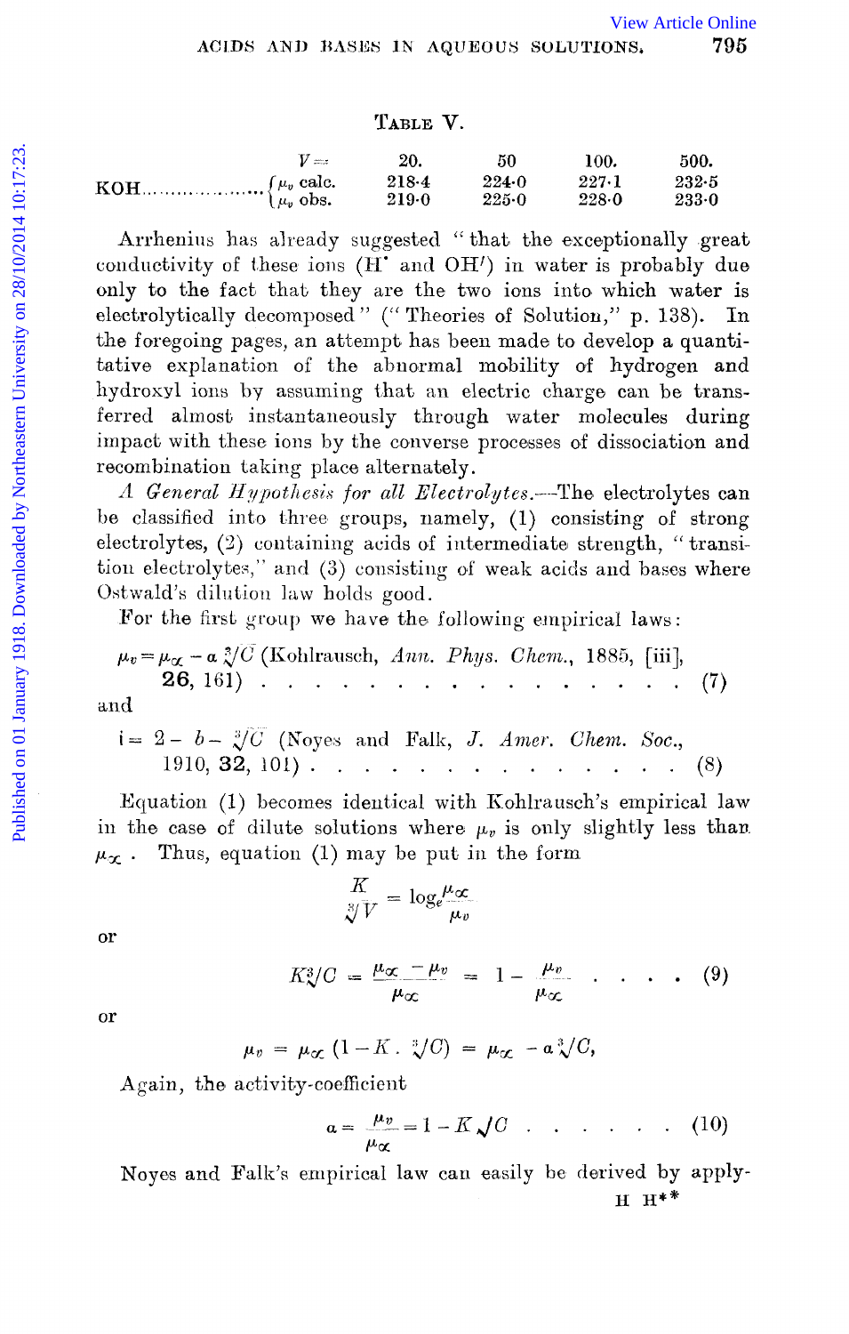TABLE V.

| | | $V=$ 20. | 50 | 100. | 500. |
|---|---|---|---|---|---|
| KOH | $\mu_v$ calc. | 218·4 | 224·0 | 227·1 | 232·5 |
| | $\mu_v$ obs. | 219·0 | 225·0 | 228·0 | 233·0 |

Arrhenius has already suggested "that the exceptionally great conductivity of these ions ($H^{\cdot}$ and $OH'$) in water is probably due only to the fact that they are the two ions into which water is electrolytically decomposed" ("Theories of Solution," p. 138). In the foregoing pages, an attempt has been made to develop a quantitative explanation of the abnormal mobility of hydrogen and hydroxyl ions by assuming that an electric charge can be transferred almost instantaneously through water molecules during impact with these ions by the converse processes of dissociation and recombination taking place alternately.

*A General Hypothesis for all Electrolytes.*—The electrolytes can be classified into three groups, namely, (1) consisting of strong electrolytes, (2) containing acids of intermediate strength, "transition electrolytes," and (3) consisting of weak acids and bases where Ostwald's dilution law holds good.

For the first group we have the following empirical laws:

$\mu_v = \mu_\infty - a\sqrt[3]{C}$ (Kohlrausch, *Ann. Phys. Chem.*, 1885, [iii], **26**, 161) . . . . . . . . . . . . . . . . . (7)

and

$i = 2 - b - \sqrt[3]{C}$ (Noyes and Falk, *J. Amer. Chem. Soc.*, 1910, **32**, 101) . . . . . . . . . . . . . . . (8)

Equation (1) becomes identical with Kohlrausch's empirical law in the case of dilute solutions where $\mu_v$ is only slightly less than $\mu_\infty$. Thus, equation (1) may be put in the form

$$\frac{K}{\sqrt[3]{V}} = \log_e \frac{\mu_\infty}{\mu_v}$$

or

$$K\sqrt[3]{C} = \frac{\mu_\infty - \mu_v}{\mu_\infty} = 1 - \frac{\mu_v}{\mu_\infty} \quad . \quad . \quad . \quad . \quad (9)$$

or

$$\mu_v = \mu_\infty(1 - K\,.\,\sqrt[3]{C}) = \mu_\infty - a\sqrt[3]{C},$$

Again, the activity-coefficient

$$a = \frac{\mu_v}{\mu_\infty} = 1 - K\sqrt{C} \quad . \quad . \quad . \quad . \quad . \quad . \quad (10)$$

Noyes and Falk's empirical law can easily be derived by apply-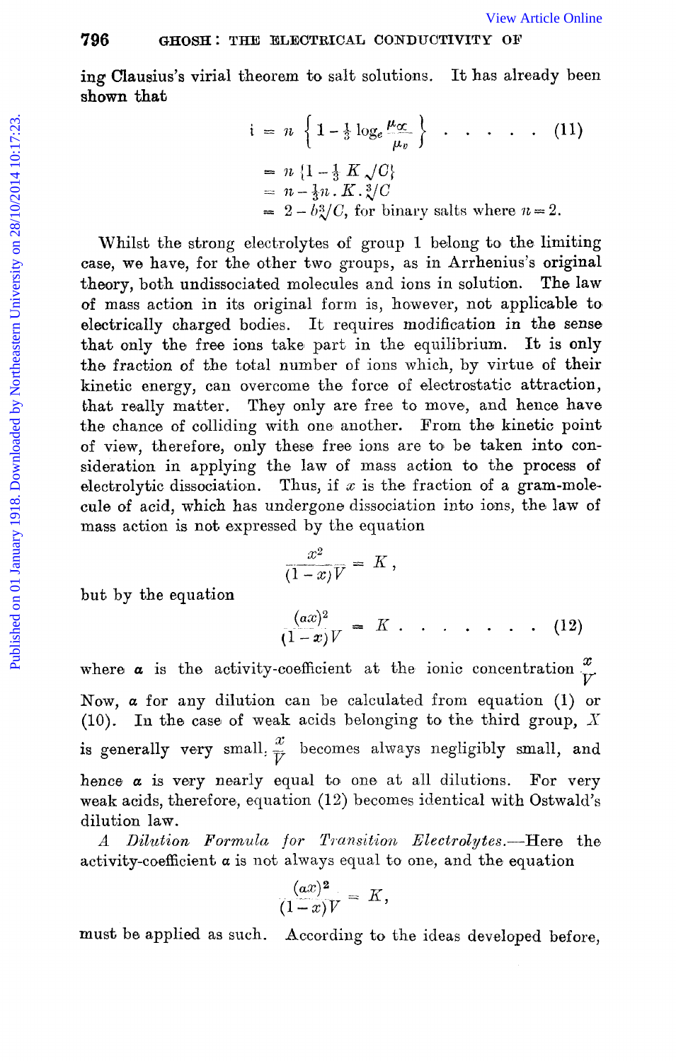ing Clausius's virial theorem to salt solutions. It has already been shown that

$$i = n\left\{1 - \frac{1}{3}\log_e\frac{\mu_\infty}{\mu_v}\right\} \quad . \quad . \quad . \quad . \quad . \quad (11)$$

$$= n\{1 - \tfrac{1}{3}K\sqrt{C}\}$$

$$= n - \tfrac{1}{3}n \cdot K \cdot \sqrt[3]{C}$$

$$= 2 - b\sqrt[3]{C}, \text{ for binary salts where } n = 2.$$

Whilst the strong electrolytes of group 1 belong to the limiting case, we have, for the other two groups, as in Arrhenius's original theory, both undissociated molecules and ions in solution. The law of mass action in its original form is, however, not applicable to electrically charged bodies. It requires modification in the sense that only the free ions take part in the equilibrium. It is only the fraction of the total number of ions which, by virtue of their kinetic energy, can overcome the force of electrostatic attraction, that really matter. They only are free to move, and hence have the chance of colliding with one another. From the kinetic point of view, therefore, only these free ions are to be taken into consideration in applying the law of mass action to the process of electrolytic dissociation. Thus, if $x$ is the fraction of a gram-molecule of acid, which has undergone dissociation into ions, the law of mass action is not expressed by the equation

$$\frac{x^2}{(1-x)V} = K,$$

but by the equation

$$\frac{(\alpha x)^2}{(1-x)V} = K \quad . \quad . \quad . \quad . \quad . \quad . \quad . \quad (12)$$

where $\alpha$ is the activity-coefficient at the ionic concentration $\frac{x}{V}$. Now, $\alpha$ for any dilution can be calculated from equation (1) or (10). In the case of weak acids belonging to the third group, $X$ is generally very small. $\frac{x}{V}$ becomes always negligibly small, and hence $\alpha$ is very nearly equal to one at all dilutions. For very weak acids, therefore, equation (12) becomes identical with Ostwald's dilution law.

*A Dilution Formula for Transition Electrolytes.*—Here the activity-coefficient $\alpha$ is not always equal to one, and the equation

$$\frac{(\alpha x)^2}{(1-x)V} = K,$$

must be applied as such. According to the ideas developed before,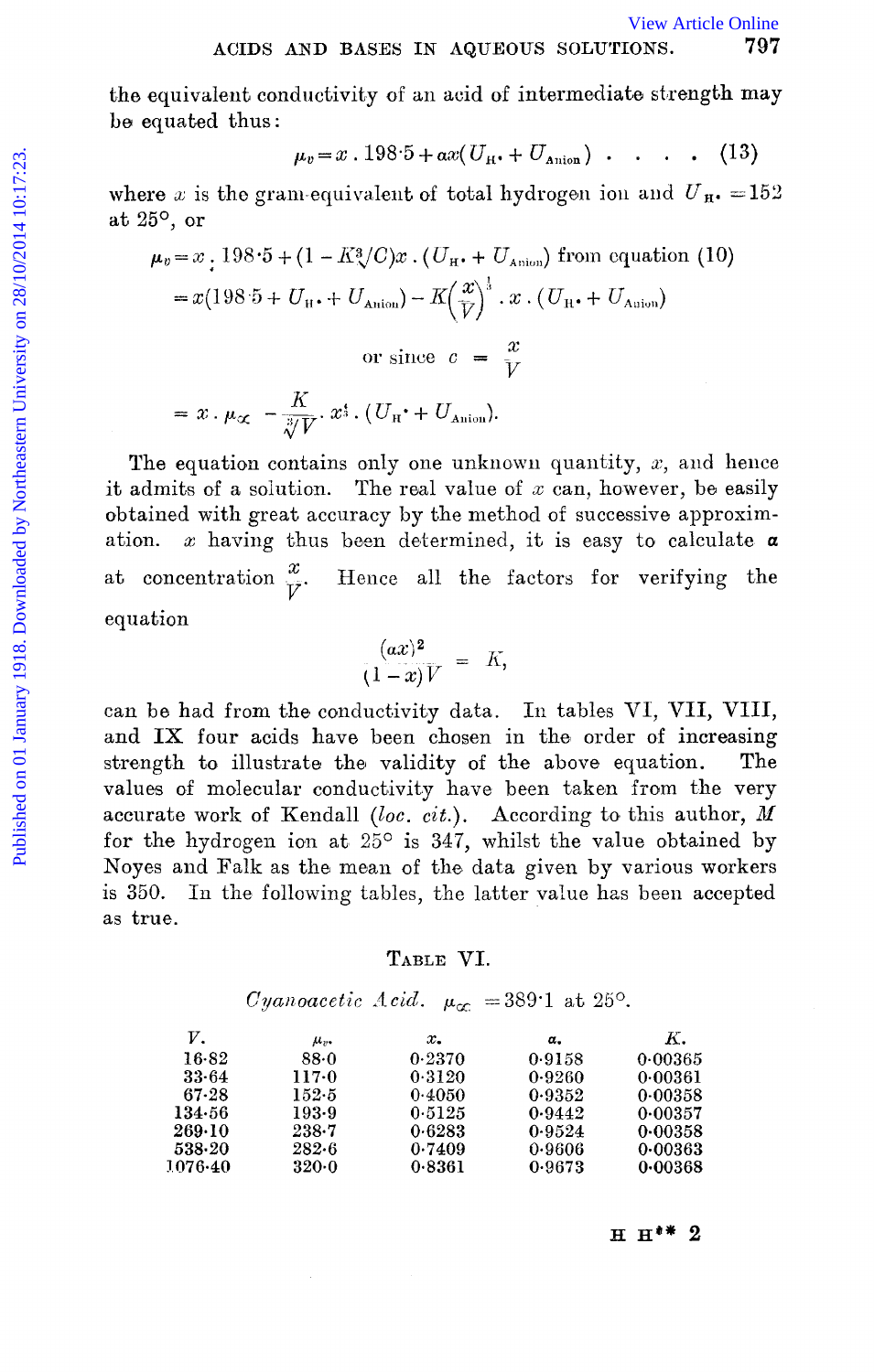the equivalent conductivity of an acid of intermediate strength may be equated thus:

$$\mu_v = x \,.\, 198{\cdot}5 + \alpha x (U_{H^\bullet} + U_{\text{Anion}}) \quad . \quad . \quad . \quad . \quad (13)$$

where $x$ is the gram-equivalent of total hydrogen ion and $U_{H^\bullet} = 152$ at 25°, or

$$\mu_v = x \,.\, 198{\cdot}5 + (1 - K\sqrt[3]{C})x \,.\, (U_{H^\bullet} + U_{\text{Anion}}) \text{ from equation (10)}$$

$$= x(198{\cdot}5 + U_{H^\bullet} + U_{\text{Anion}}) - K\left(\frac{x}{V}\right)^{\frac{1}{3}} \,.\, x \,.\, (U_{H^\bullet} + U_{\text{Anion}})$$

$$\text{or since } c = \frac{x}{V}$$

$$= x \,.\, \mu_\infty - \frac{K}{\sqrt[3]{V}} \,.\, x^{\frac{4}{3}} \,.\, (U_{H^\bullet} + U_{\text{Anion}}).$$

The equation contains only one unknown quantity, $x$, and hence it admits of a solution. The real value of $x$ can, however, be easily obtained with great accuracy by the method of successive approximation. $x$ having thus been determined, it is easy to calculate $\alpha$ at concentration $\frac{x}{V}$. Hence all the factors for verifying the equation

$$\frac{(\alpha x)^2}{(1-x)V} = K,$$

can be had from the conductivity data. In tables VI, VII, VIII, and IX four acids have been chosen in the order of increasing strength to illustrate the validity of the above equation. The values of molecular conductivity have been taken from the very accurate work of Kendall (*loc. cit.*). According to this author, $M$ for the hydrogen ion at 25° is 347, whilst the value obtained by Noyes and Falk as the mean of the data given by various workers is 350. In the following tables, the latter value has been accepted as true.

TABLE VI.

*Cyanoacetic Acid.* $\mu_\infty = 389{\cdot}1$ at 25°.

| $V$. | $\mu_v$. | $x$. | $\alpha$. | $K$. |
|---|---|---|---|---|
| 16·82 | 88·0 | 0·2370 | 0·9158 | 0·00365 |
| 33·64 | 117·0 | 0·3120 | 0·9260 | 0·00361 |
| 67·28 | 152·5 | 0·4050 | 0·9352 | 0·00358 |
| 134·56 | 193·9 | 0·5125 | 0·9442 | 0·00357 |
| 269·10 | 238·7 | 0·6283 | 0·9524 | 0·00358 |
| 538·20 | 282·6 | 0·7409 | 0·9606 | 0·00363 |
| 1076·40 | 320·0 | 0·8361 | 0·9673 | 0·00368 |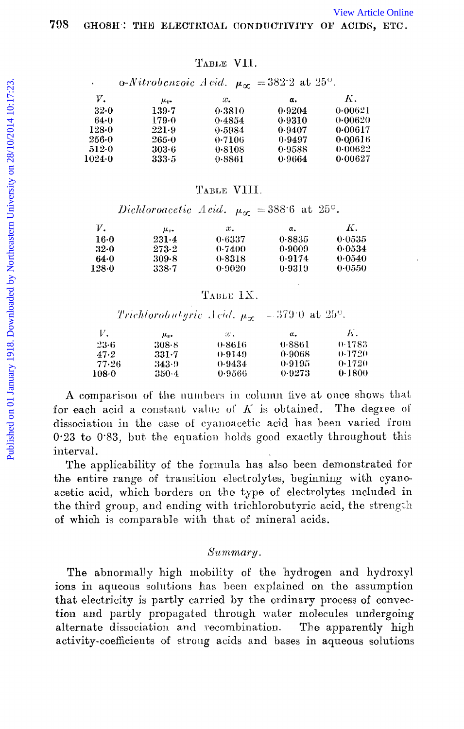TABLE VII.

*o-Nitrobenzoic Acid.* $\mu_\infty = 382 \cdot 2$ at $25°$.

| $V$. | $\mu_v$. | $x$. | $\alpha$. | $K$. |
|---|---|---|---|---|
| 32·0 | 139·7 | 0·3810 | 0·9204 | 0·00621 |
| 64·0 | 179·0 | 0·4854 | 0·9310 | 0·00620 |
| 128·0 | 221·9 | 0·5984 | 0·9407 | 0·00617 |
| 256·0 | 265·0 | 0·7106 | 0·9497 | 0·00616 |
| 512·0 | 303·6 | 0·8108 | 0·9588 | 0·00622 |
| 1024·0 | 333·5 | 0·8861 | 0·9664 | 0·00627 |

TABLE VIII.

*Dichloroacetic Acid.* $\mu_\infty = 388 \cdot 6$ at $25°$.

| $V$. | $\mu_v$. | $x$. | $\alpha$. | $K$. |
|---|---|---|---|---|
| 16·0 | 231·4 | 0·6337 | 0·8835 | 0·0535 |
| 32·0 | 273·2 | 0·7400 | 0·9009 | 0·0534 |
| 64·0 | 309·8 | 0·8318 | 0·9174 | 0·0540 |
| 128·0 | 338·7 | 0·9020 | 0·9319 | 0·0550 |

TABLE IX.

*Trichlorobutyric Acid.* $\mu_\infty = 379 \cdot 0$ at $25°$.

| $V$. | $\mu_v$. | $x$. | $\alpha$. | $K$. |
|---|---|---|---|---|
| 23·6 | 308·8 | 0·8616 | 0·8861 | 0·1783 |
| 47·2 | 331·7 | 0·9149 | 0·9068 | 0·1720 |
| 77·26 | 343·9 | 0·9434 | 0·9195 | 0·1720 |
| 108·0 | 350·4 | 0·9566 | 0·9273 | 0·1800 |

A comparison of the numbers in column five at once shows that for each acid a constant value of $K$ is obtained. The degree of dissociation in the case of cyanoacetic acid has been varied from 0·23 to 0·83, but the equation holds good exactly throughout this interval.

The applicability of the formula has also been demonstrated for the entire range of transition electrolytes, beginning with cyanoacetic acid, which borders on the type of electrolytes included in the third group, and ending with trichlorobutyric acid, the strength of which is comparable with that of mineral acids.

## *Summary.*

The abnormally high mobility of the hydrogen and hydroxyl ions in aqueous solutions has been explained on the assumption that electricity is partly carried by the ordinary process of convection and partly propagated through water molecules undergoing alternate dissociation and recombination. The apparently high activity-coefficients of strong acids and bases in aqueous solutions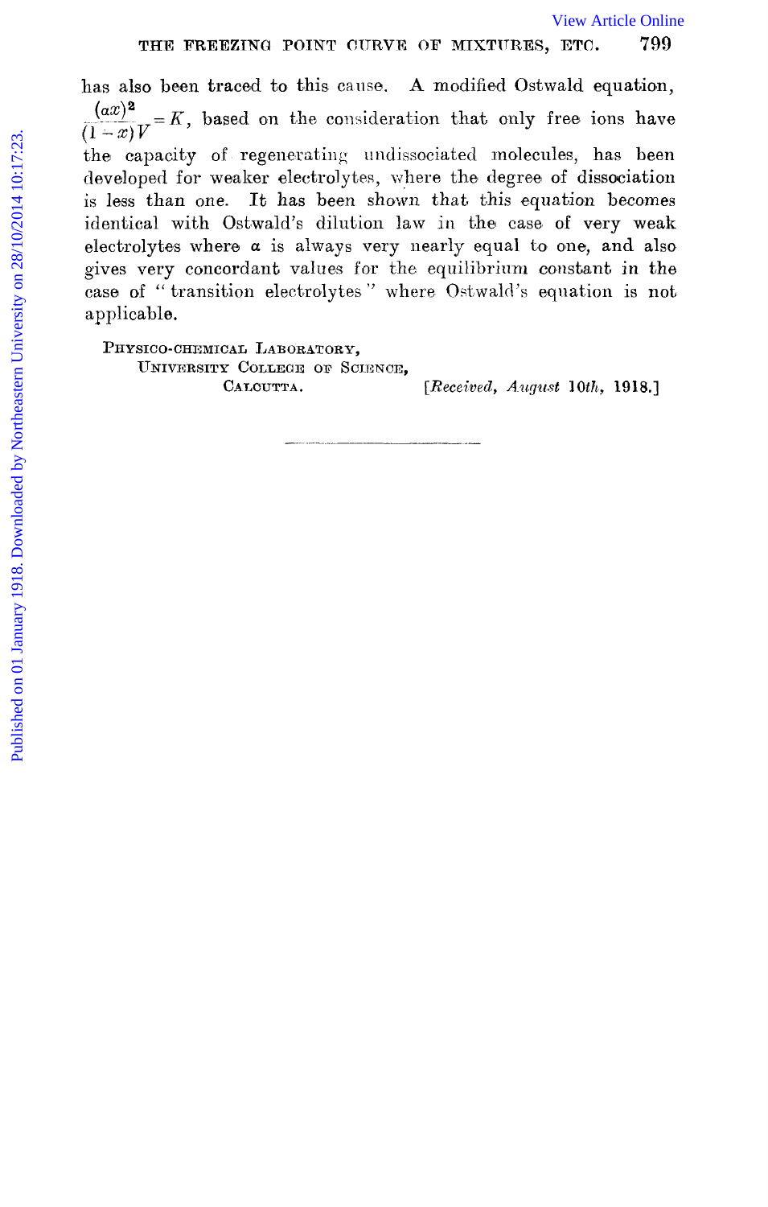has also been traced to this cause. A modified Ostwald equation, $\frac{(\alpha x)^2}{(1-x)V}=K$, based on the consideration that only free ions have the capacity of regenerating undissociated molecules, has been developed for weaker electrolytes, where the degree of dissociation is less than one. It has been shown that this equation becomes identical with Ostwald's dilution law in the case of very weak electrolytes where $\alpha$ is always very nearly equal to one, and also gives very concordant values for the equilibrium constant in the case of "transition electrolytes" where Ostwald's equation is not applicable.

PHYSICO-CHEMICAL LABORATORY,
UNIVERSITY COLLEGE OF SCIENCE,
CALCUTTA.

[*Received, August* 10*th*, 1918.]